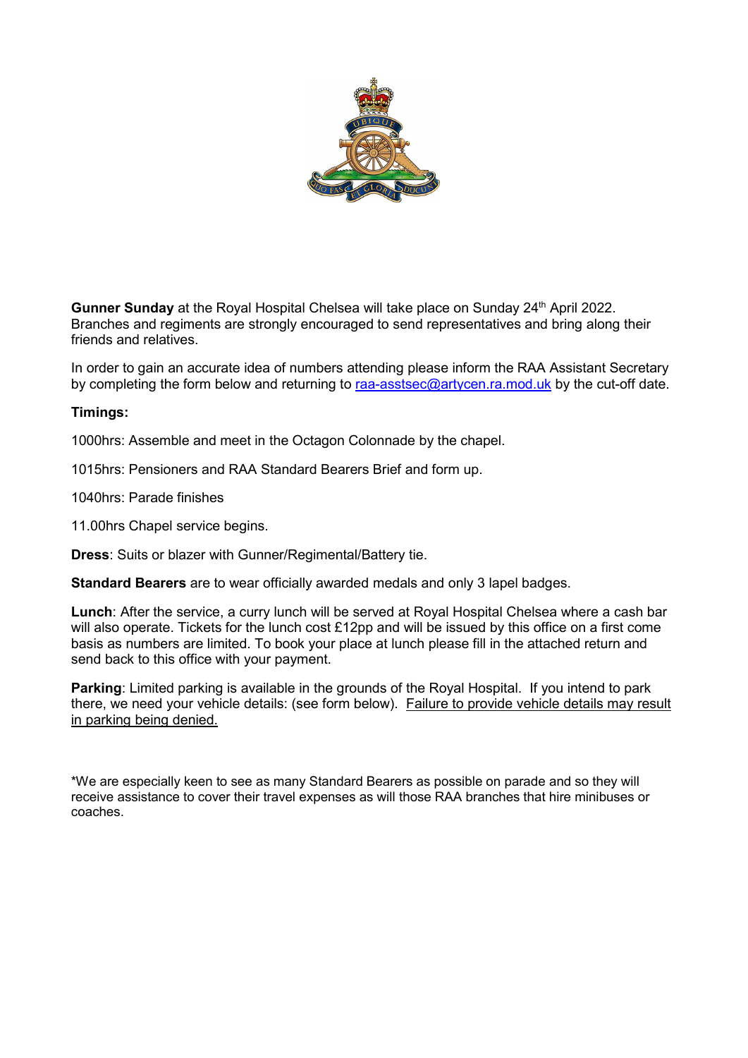**Gunner Sunday** at the Royal Hospital Chelsea will take place on Sunday 24th April 2022. Branches and regiments are strongly encouraged to send representatives and bring along their friends and relatives.

In order to gain an accurate idea of numbers attending please inform the RAA Assistant Secretary by completing the form below and returning to raa-asstsec@artycen.ra.mod.uk by the cut-off date.

**Timings:**

1000hrs: Assemble and meet in the Octagon Colonnade by the chapel.

1015hrs: Pensioners and RAA Standard Bearers Brief and form up.

1040hrs: Parade finishes

11.00hrs Chapel service begins.

**Dress**: Suits or blazer with Gunner/Regimental/Battery tie.

**Standard Bearers** are to wear officially awarded medals and only 3 lapel badges.

**Lunch**: After the service, a curry lunch will be served at Royal Hospital Chelsea where a cash bar will also operate. Tickets for the lunch cost £12pp and will be issued by this office on a first come basis as numbers are limited. To book your place at lunch please fill in the attached return and send back to this office with your payment.

**Parking**: Limited parking is available in the grounds of the Royal Hospital. If you intend to park there, we need your vehicle details: (see form below). <u>Failure to provide vehicle details may result in parking being denied.</u>

*We are especially keen to see as many Standard Bearers as possible on parade and so they will receive assistance to cover their travel expenses as will those RAA branches that hire minibuses or coaches.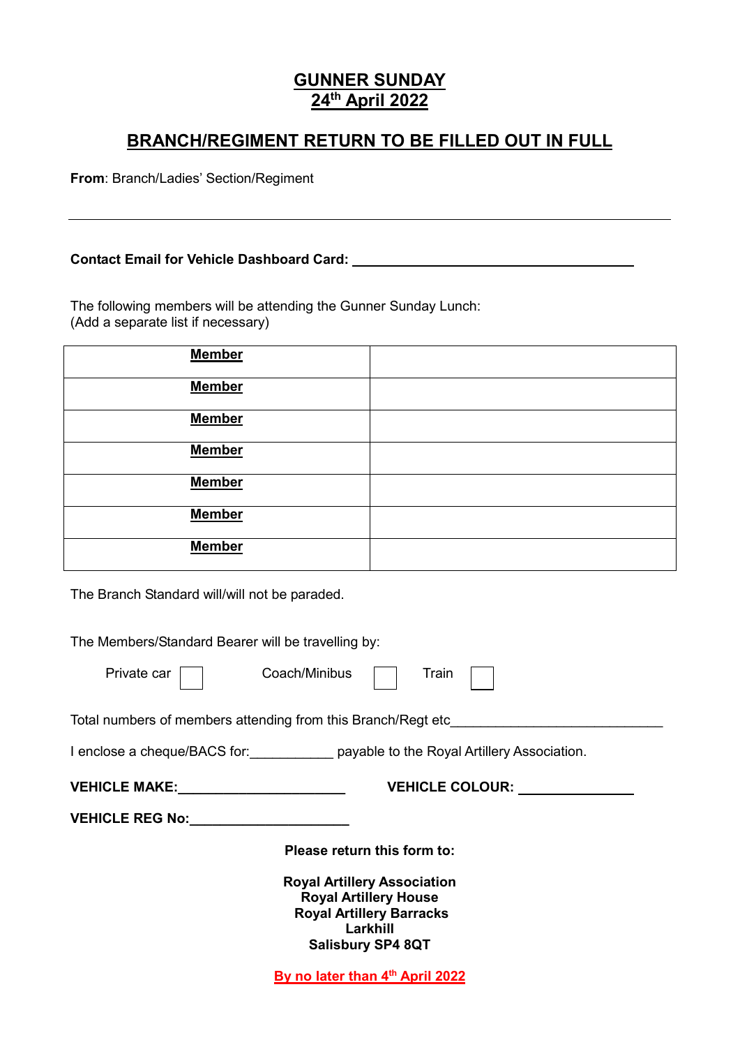# GUNNER SUNDAY

## 24th April 2022

## BRANCH/REGIMENT RETURN TO BE FILLED OUT IN FULL

**From**: Branch/Ladies' Section/Regiment

______________________________________________________________________

**Contact Email for Vehicle Dashboard Card:** ______________________________

The following members will be attending the Gunner Sunday Lunch:
(Add a separate list if necessary)

| | |
|---|---|
| **Member** | |
| **Member** | |
| **Member** | |
| **Member** | |
| **Member** | |
| **Member** | |
| **Member** | |

The Branch Standard will/will not be paraded.

The Members/Standard Bearer will be travelling by:

Private car ☐ Coach/Minibus ☐ Train ☐

Total numbers of members attending from this Branch/Regt etc____________________________

I enclose a cheque/BACS for:___________ payable to the Royal Artillery Association.

**VEHICLE MAKE:**______________________ **VEHICLE COLOUR:** _______________

**VEHICLE REG No:**_____________________

**Please return this form to:**

**Royal Artillery Association**
**Royal Artillery House**
**Royal Artillery Barracks**
**Larkhill**
**Salisbury SP4 8QT**

**By no later than 4th April 2022**